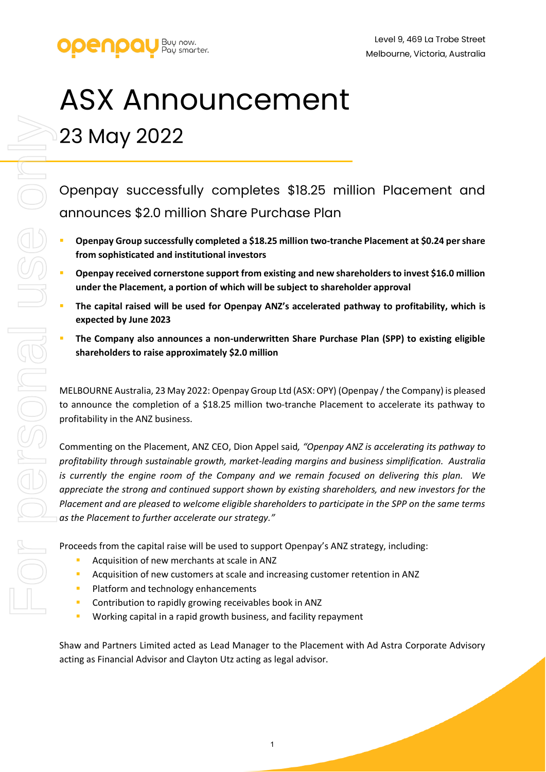Level 9, 469 La Trobe Street
Melbourne, Victoria, Australia

# ASX Announcement

## 23 May 2022

## Openpay successfully completes $18.25 million Placement and announces $2.0 million Share Purchase Plan

- **Openpay Group successfully completed a $18.25 million two-tranche Placement at $0.24 per share from sophisticated and institutional investors**
- **Openpay received cornerstone support from existing and new shareholders to invest $16.0 million under the Placement, a portion of which will be subject to shareholder approval**
- **The capital raised will be used for Openpay ANZ's accelerated pathway to profitability, which is expected by June 2023**
- **The Company also announces a non-underwritten Share Purchase Plan (SPP) to existing eligible shareholders to raise approximately $2.0 million**

MELBOURNE Australia, 23 May 2022: Openpay Group Ltd (ASX: OPY) (Openpay / the Company) is pleased to announce the completion of a $18.25 million two-tranche Placement to accelerate its pathway to profitability in the ANZ business.

Commenting on the Placement, ANZ CEO, Dion Appel said, *"Openpay ANZ is accelerating its pathway to profitability through sustainable growth, market-leading margins and business simplification. Australia is currently the engine room of the Company and we remain focused on delivering this plan. We appreciate the strong and continued support shown by existing shareholders, and new investors for the Placement and are pleased to welcome eligible shareholders to participate in the SPP on the same terms as the Placement to further accelerate our strategy."*

Proceeds from the capital raise will be used to support Openpay's ANZ strategy, including:

- Acquisition of new merchants at scale in ANZ
- Acquisition of new customers at scale and increasing customer retention in ANZ
- Platform and technology enhancements
- Contribution to rapidly growing receivables book in ANZ
- Working capital in a rapid growth business, and facility repayment

Shaw and Partners Limited acted as Lead Manager to the Placement with Ad Astra Corporate Advisory acting as Financial Advisor and Clayton Utz acting as legal advisor.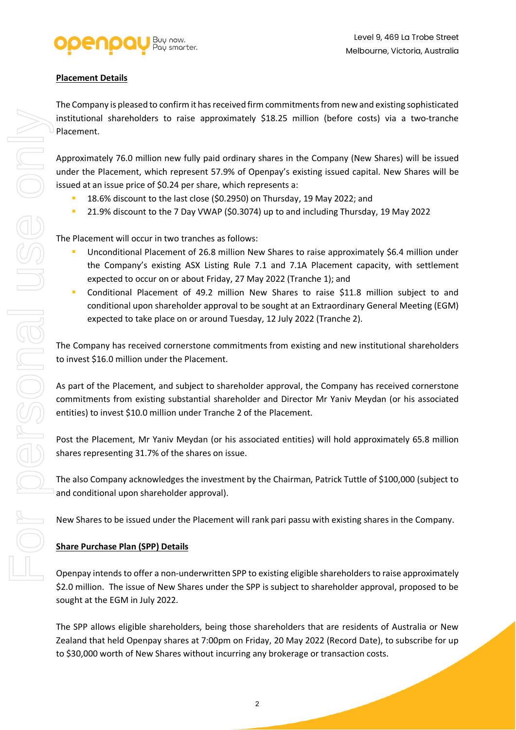**Placement Details**

The Company is pleased to confirm it has received firm commitments from new and existing sophisticated institutional shareholders to raise approximately $18.25 million (before costs) via a two-tranche Placement.

Approximately 76.0 million new fully paid ordinary shares in the Company (New Shares) will be issued under the Placement, which represent 57.9% of Openpay's existing issued capital. New Shares will be issued at an issue price of $0.24 per share, which represents a:

- 18.6% discount to the last close ($0.2950) on Thursday, 19 May 2022; and
- 21.9% discount to the 7 Day VWAP ($0.3074) up to and including Thursday, 19 May 2022

The Placement will occur in two tranches as follows:

- Unconditional Placement of 26.8 million New Shares to raise approximately $6.4 million under the Company's existing ASX Listing Rule 7.1 and 7.1A Placement capacity, with settlement expected to occur on or about Friday, 27 May 2022 (Tranche 1); and
- Conditional Placement of 49.2 million New Shares to raise $11.8 million subject to and conditional upon shareholder approval to be sought at an Extraordinary General Meeting (EGM) expected to take place on or around Tuesday, 12 July 2022 (Tranche 2).

The Company has received cornerstone commitments from existing and new institutional shareholders to invest $16.0 million under the Placement.

As part of the Placement, and subject to shareholder approval, the Company has received cornerstone commitments from existing substantial shareholder and Director Mr Yaniv Meydan (or his associated entities) to invest $10.0 million under Tranche 2 of the Placement.

Post the Placement, Mr Yaniv Meydan (or his associated entities) will hold approximately 65.8 million shares representing 31.7% of the shares on issue.

The also Company acknowledges the investment by the Chairman, Patrick Tuttle of $100,000 (subject to and conditional upon shareholder approval).

New Shares to be issued under the Placement will rank pari passu with existing shares in the Company.

**Share Purchase Plan (SPP) Details**

Openpay intends to offer a non-underwritten SPP to existing eligible shareholders to raise approximately $2.0 million. The issue of New Shares under the SPP is subject to shareholder approval, proposed to be sought at the EGM in July 2022.

The SPP allows eligible shareholders, being those shareholders that are residents of Australia or New Zealand that held Openpay shares at 7:00pm on Friday, 20 May 2022 (Record Date), to subscribe for up to $30,000 worth of New Shares without incurring any brokerage or transaction costs.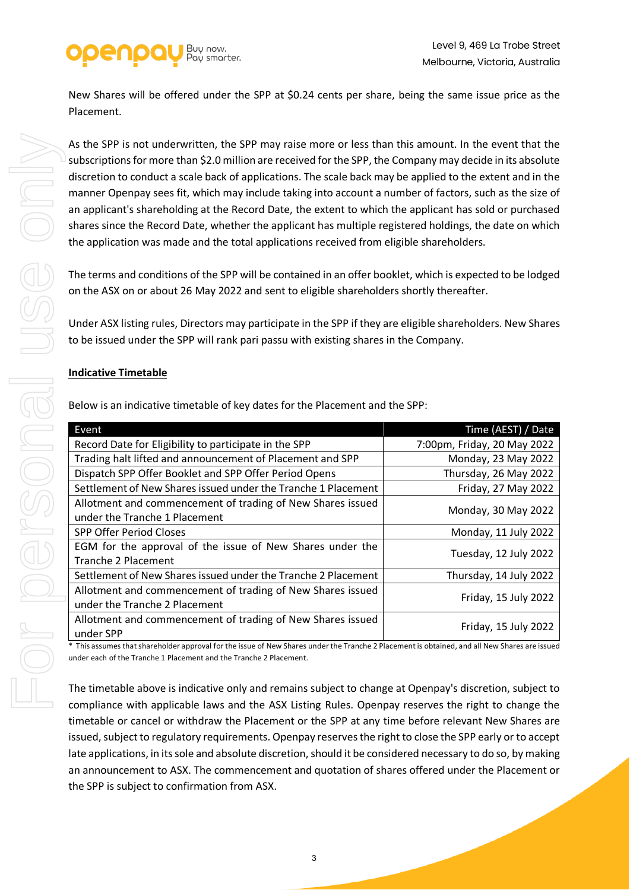New Shares will be offered under the SPP at $0.24 cents per share, being the same issue price as the Placement.

As the SPP is not underwritten, the SPP may raise more or less than this amount. In the event that the subscriptions for more than $2.0 million are received for the SPP, the Company may decide in its absolute discretion to conduct a scale back of applications. The scale back may be applied to the extent and in the manner Openpay sees fit, which may include taking into account a number of factors, such as the size of an applicant's shareholding at the Record Date, the extent to which the applicant has sold or purchased shares since the Record Date, whether the applicant has multiple registered holdings, the date on which the application was made and the total applications received from eligible shareholders.

The terms and conditions of the SPP will be contained in an offer booklet, which is expected to be lodged on the ASX on or about 26 May 2022 and sent to eligible shareholders shortly thereafter.

Under ASX listing rules, Directors may participate in the SPP if they are eligible shareholders. New Shares to be issued under the SPP will rank pari passu with existing shares in the Company.

**Indicative Timetable**

Below is an indicative timetable of key dates for the Placement and the SPP:

| Event | Time (AEST) / Date |
|---|---|
| Record Date for Eligibility to participate in the SPP | 7:00pm, Friday, 20 May 2022 |
| Trading halt lifted and announcement of Placement and SPP | Monday, 23 May 2022 |
| Dispatch SPP Offer Booklet and SPP Offer Period Opens | Thursday, 26 May 2022 |
| Settlement of New Shares issued under the Tranche 1 Placement | Friday, 27 May 2022 |
| Allotment and commencement of trading of New Shares issued under the Tranche 1 Placement | Monday, 30 May 2022 |
| SPP Offer Period Closes | Monday, 11 July 2022 |
| EGM for the approval of the issue of New Shares under the Tranche 2 Placement | Tuesday, 12 July 2022 |
| Settlement of New Shares issued under the Tranche 2 Placement | Thursday, 14 July 2022 |
| Allotment and commencement of trading of New Shares issued under the Tranche 2 Placement | Friday, 15 July 2022 |
| Allotment and commencement of trading of New Shares issued under SPP | Friday, 15 July 2022 |

\* This assumes that shareholder approval for the issue of New Shares under the Tranche 2 Placement is obtained, and all New Shares are issued under each of the Tranche 1 Placement and the Tranche 2 Placement.

The timetable above is indicative only and remains subject to change at Openpay's discretion, subject to compliance with applicable laws and the ASX Listing Rules. Openpay reserves the right to change the timetable or cancel or withdraw the Placement or the SPP at any time before relevant New Shares are issued, subject to regulatory requirements. Openpay reserves the right to close the SPP early or to accept late applications, in its sole and absolute discretion, should it be considered necessary to do so, by making an announcement to ASX. The commencement and quotation of shares offered under the Placement or the SPP is subject to confirmation from ASX.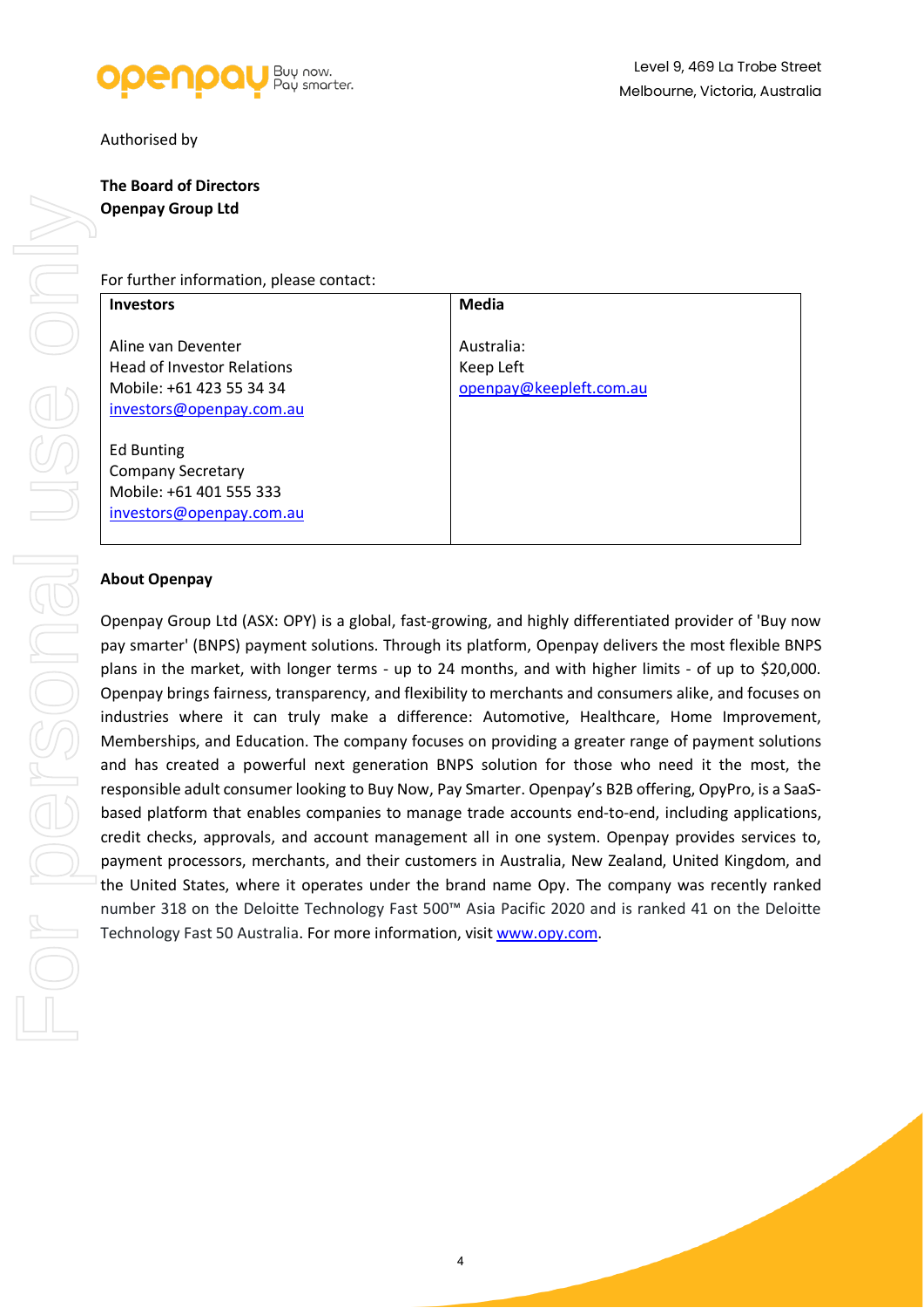Authorised by

**The Board of Directors**
**Openpay Group Ltd**

For further information, please contact:

| Investors | Media |
| --- | --- |
| Aline van Deventer<br>Head of Investor Relations<br>Mobile: +61 423 55 34 34<br>investors@openpay.com.au<br><br>Ed Bunting<br>Company Secretary<br>Mobile: +61 401 555 333<br>investors@openpay.com.au | Australia:<br>Keep Left<br>openpay@keepleft.com.au |

**About Openpay**

Openpay Group Ltd (ASX: OPY) is a global, fast-growing, and highly differentiated provider of 'Buy now pay smarter' (BNPS) payment solutions. Through its platform, Openpay delivers the most flexible BNPS plans in the market, with longer terms - up to 24 months, and with higher limits - of up to $20,000. Openpay brings fairness, transparency, and flexibility to merchants and consumers alike, and focuses on industries where it can truly make a difference: Automotive, Healthcare, Home Improvement, Memberships, and Education. The company focuses on providing a greater range of payment solutions and has created a powerful next generation BNPS solution for those who need it the most, the responsible adult consumer looking to Buy Now, Pay Smarter. Openpay's B2B offering, OpyPro, is a SaaS-based platform that enables companies to manage trade accounts end-to-end, including applications, credit checks, approvals, and account management all in one system. Openpay provides services to, payment processors, merchants, and their customers in Australia, New Zealand, United Kingdom, and the United States, where it operates under the brand name Opy. The company was recently ranked number 318 on the Deloitte Technology Fast 500™ Asia Pacific 2020 and is ranked 41 on the Deloitte Technology Fast 50 Australia. For more information, visit www.opy.com.